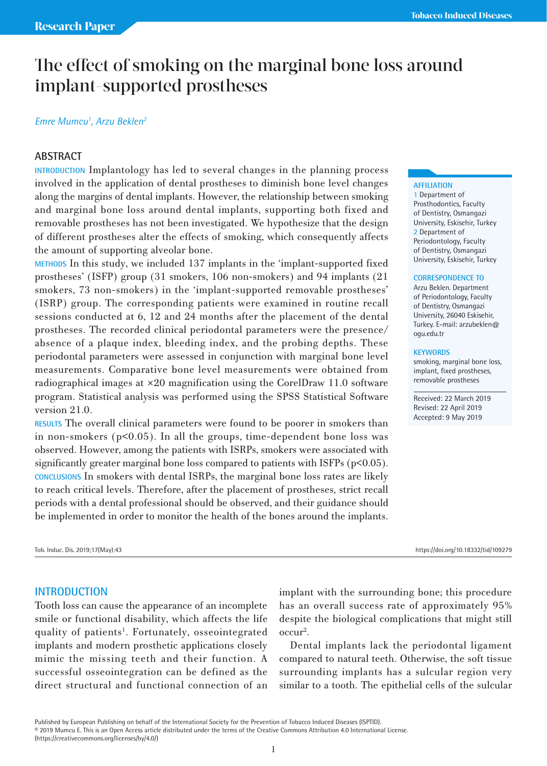Research Paper

# The effect of smoking on the marginal bone loss around implant-supported prostheses

*Emre Mumcu[1], Arzu Beklen[2]*

## ABSTRACT

**INTRODUCTION** Implantology has led to several changes in the planning process involved in the application of dental prostheses to diminish bone level changes along the margins of dental implants. However, the relationship between smoking and marginal bone loss around dental implants, supporting both fixed and removable prostheses has not been investigated. We hypothesize that the design of different prostheses alter the effects of smoking, which consequently affects the amount of supporting alveolar bone.

**METHODS** In this study, we included 137 implants in the 'implant-supported fixed prostheses' (ISFP) group (31 smokers, 106 non-smokers) and 94 implants (21 smokers, 73 non-smokers) in the 'implant-supported removable prostheses' (ISRP) group. The corresponding patients were examined in routine recall sessions conducted at 6, 12 and 24 months after the placement of the dental prostheses. The recorded clinical periodontal parameters were the presence/absence of a plaque index, bleeding index, and the probing depths. These periodontal parameters were assessed in conjunction with marginal bone level measurements. Comparative bone level measurements were obtained from radiographical images at ×20 magnification using the CorelDraw 11.0 software program. Statistical analysis was performed using the SPSS Statistical Software version 21.0.

**RESULTS** The overall clinical parameters were found to be poorer in smokers than in non-smokers ($p<0.05$). In all the groups, time-dependent bone loss was observed. However, among the patients with ISRPs, smokers were associated with significantly greater marginal bone loss compared to patients with ISFPs ($p<0.05$).

**CONCLUSIONS** In smokers with dental ISRPs, the marginal bone loss rates are likely to reach critical levels. Therefore, after the placement of prostheses, strict recall periods with a dental professional should be observed, and their guidance should be implemented in order to monitor the health of the bones around the implants.

**AFFILIATION**
1 Department of Prosthodontics, Faculty of Dentistry, Osmangazi University, Eskisehir, Turkey
2 Department of Periodontology, Faculty of Dentistry, Osmangazi University, Eskisehir, Turkey

**CORRESPONDENCE TO**
Arzu Beklen. Department of Periodontology, Faculty of Dentistry, Osmangazi University, 26040 Eskisehir, Turkey. E-mail: arzubeklen@ogu.edu.tr

**KEYWORDS**
smoking, marginal bone loss, implant, fixed prostheses, removable prostheses

Received: 22 March 2019
Revised: 22 April 2019
Accepted: 9 May 2019

Tob. Induc. Dis. 2019;17(May):43 https://doi.org/10.18332/tid/109279

## INTRODUCTION

Tooth loss can cause the appearance of an incomplete smile or functional disability, which affects the life quality of patients[1]. Fortunately, osseointegrated implants and modern prosthetic applications closely mimic the missing teeth and their function. A successful osseointegration can be defined as the direct structural and functional connection of an implant with the surrounding bone; this procedure has an overall success rate of approximately 95% despite the biological complications that might still occur[2].

Dental implants lack the periodontal ligament compared to natural teeth. Otherwise, the soft tissue surrounding implants has a sulcular region very similar to a tooth. The epithelial cells of the sulcular

Published by European Publishing on behalf of the International Society for the Prevention of Tobacco Induced Diseases (ISPTID).
© 2019 Mumcu E. This is an Open Access article distributed under the terms of the Creative Commons Attribution 4.0 International License. (https://creativecommons.org/licenses/by/4.0/)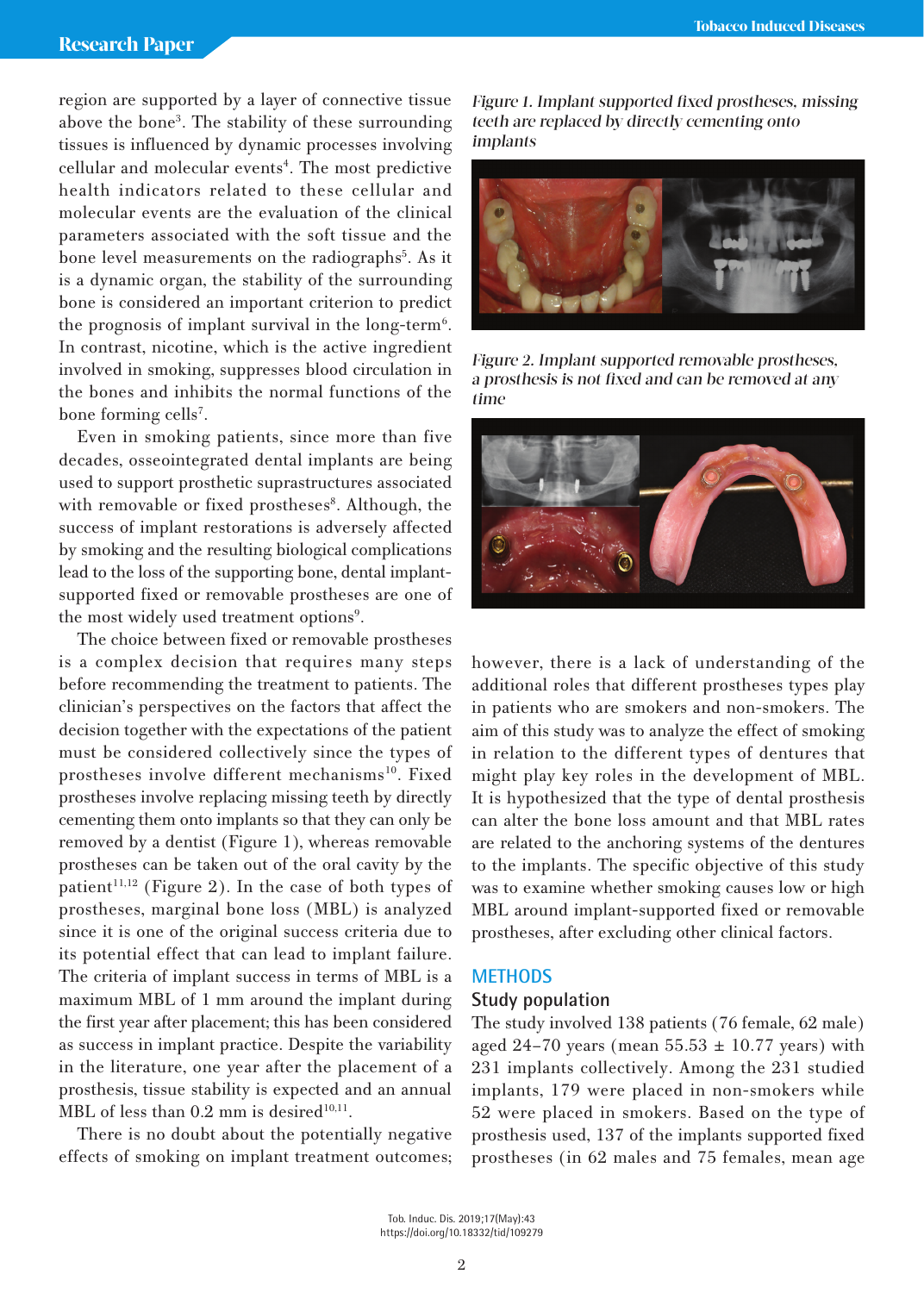region are supported by a layer of connective tissue above the bone[3]. The stability of these surrounding tissues is influenced by dynamic processes involving cellular and molecular events[4]. The most predictive health indicators related to these cellular and molecular events are the evaluation of the clinical parameters associated with the soft tissue and the bone level measurements on the radiographs[5]. As it is a dynamic organ, the stability of the surrounding bone is considered an important criterion to predict the prognosis of implant survival in the long-term[6]. In contrast, nicotine, which is the active ingredient involved in smoking, suppresses blood circulation in the bones and inhibits the normal functions of the bone forming cells[7].

Even in smoking patients, since more than five decades, osseointegrated dental implants are being used to support prosthetic suprastructures associated with removable or fixed prostheses[8]. Although, the success of implant restorations is adversely affected by smoking and the resulting biological complications lead to the loss of the supporting bone, dental implant-supported fixed or removable prostheses are one of the most widely used treatment options[9].

The choice between fixed or removable prostheses is a complex decision that requires many steps before recommending the treatment to patients. The clinician's perspectives on the factors that affect the decision together with the expectations of the patient must be considered collectively since the types of prostheses involve different mechanisms[10]. Fixed prostheses involve replacing missing teeth by directly cementing them onto implants so that they can only be removed by a dentist (Figure 1), whereas removable prostheses can be taken out of the oral cavity by the patient[11,12] (Figure 2). In the case of both types of prostheses, marginal bone loss (MBL) is analyzed since it is one of the original success criteria due to its potential effect that can lead to implant failure. The criteria of implant success in terms of MBL is a maximum MBL of 1 mm around the implant during the first year after placement; this has been considered as success in implant practice. Despite the variability in the literature, one year after the placement of a prosthesis, tissue stability is expected and an annual MBL of less than 0.2 mm is desired[10,11].

There is no doubt about the potentially negative effects of smoking on implant treatment outcomes; however, there is a lack of understanding of the additional roles that different prostheses types play in patients who are smokers and non-smokers. The aim of this study was to analyze the effect of smoking in relation to the different types of dentures that might play key roles in the development of MBL. It is hypothesized that the type of dental prosthesis can alter the bone loss amount and that MBL rates are related to the anchoring systems of the dentures to the implants. The specific objective of this study was to examine whether smoking causes low or high MBL around implant-supported fixed or removable prostheses, after excluding other clinical factors.

*Figure 1. Implant supported fixed prostheses, missing teeth are replaced by directly cementing onto implants*

*Figure 2. Implant supported removable prostheses, a prosthesis is not fixed and can be removed at any time*

## METHODS

### Study population

The study involved 138 patients (76 female, 62 male) aged 24–70 years (mean 55.53 ± 10.77 years) with 231 implants collectively. Among the 231 studied implants, 179 were placed in non-smokers while 52 were placed in smokers. Based on the type of prosthesis used, 137 of the implants supported fixed prostheses (in 62 males and 75 females, mean age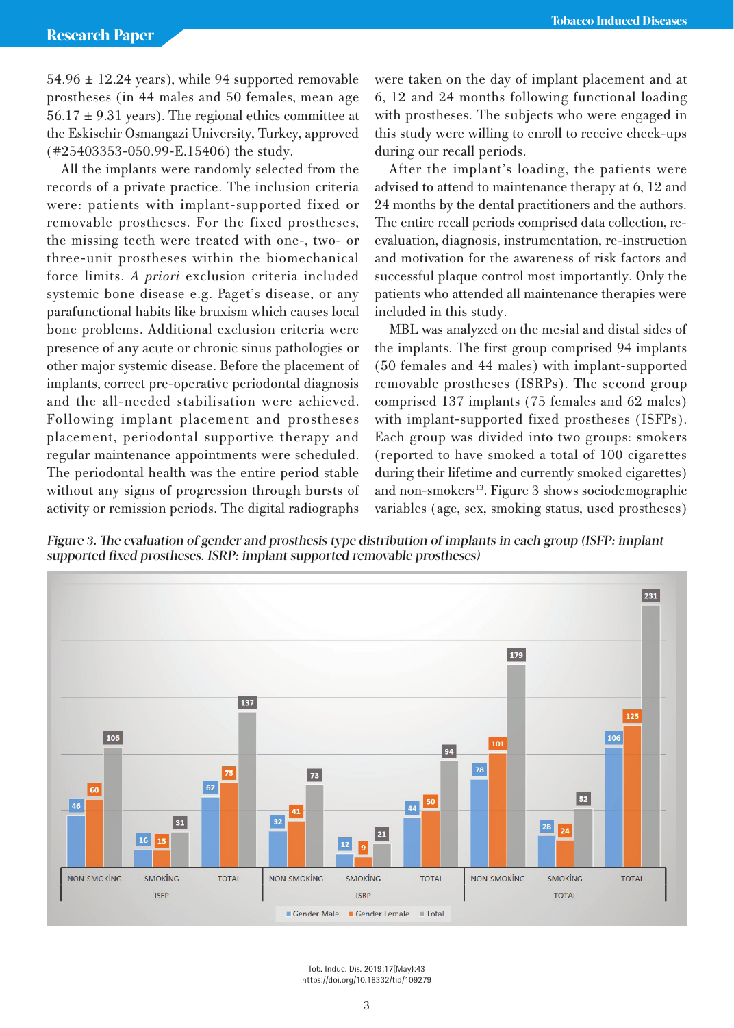54.96 ± 12.24 years), while 94 supported removable prostheses (in 44 males and 50 females, mean age 56.17 ± 9.31 years). The regional ethics committee at the Eskisehir Osmangazi University, Turkey, approved (#25403353-050.99-E.15406) the study.

All the implants were randomly selected from the records of a private practice. The inclusion criteria were: patients with implant-supported fixed or removable prostheses. For the fixed prostheses, the missing teeth were treated with one-, two- or three-unit prostheses within the biomechanical force limits. *A priori* exclusion criteria included systemic bone disease e.g. Paget's disease, or any parafunctional habits like bruxism which causes local bone problems. Additional exclusion criteria were presence of any acute or chronic sinus pathologies or other major systemic disease. Before the placement of implants, correct pre-operative periodontal diagnosis and the all-needed stabilisation were achieved. Following implant placement and prostheses placement, periodontal supportive therapy and regular maintenance appointments were scheduled. The periodontal health was the entire period stable without any signs of progression through bursts of activity or remission periods. The digital radiographs were taken on the day of implant placement and at 6, 12 and 24 months following functional loading with prostheses. The subjects who were engaged in this study were willing to enroll to receive check-ups during our recall periods.

After the implant's loading, the patients were advised to attend to maintenance therapy at 6, 12 and 24 months by the dental practitioners and the authors. The entire recall periods comprised data collection, re-evaluation, diagnosis, instrumentation, re-instruction and motivation for the awareness of risk factors and successful plaque control most importantly. Only the patients who attended all maintenance therapies were included in this study.

MBL was analyzed on the mesial and distal sides of the implants. The first group comprised 94 implants (50 females and 44 males) with implant-supported removable prostheses (ISRPs). The second group comprised 137 implants (75 females and 62 males) with implant-supported fixed prostheses (ISFPs). Each group was divided into two groups: smokers (reported to have smoked a total of 100 cigarettes during their lifetime and currently smoked cigarettes) and non-smokers[13]. Figure 3 shows sociodemographic variables (age, sex, smoking status, used prostheses)

*Figure 3. The evaluation of gender and prosthesis type distribution of implants in each group (ISFP: implant supported fixed prostheses. ISRP: implant supported removable prostheses)*

| Group | Subgroup | Gender Male | Gender Female | Total |
|---|---|---|---|---|
| ISFP | NON-SMOKING | 46 | 60 | 106 |
| ISFP | SMOKING | 16 | 15 | 31 |
| ISFP | TOTAL | 62 | 75 | 137 |
| ISRP | NON-SMOKING | 32 | 41 | 73 |
| ISRP | SMOKING | 12 | 9 | 21 |
| ISRP | TOTAL | 44 | 50 | 94 |
| TOTAL | NON-SMOKING | 78 | 101 | 179 |
| TOTAL | SMOKING | 28 | 24 | 52 |
| TOTAL | TOTAL | 106 | 125 | 231 |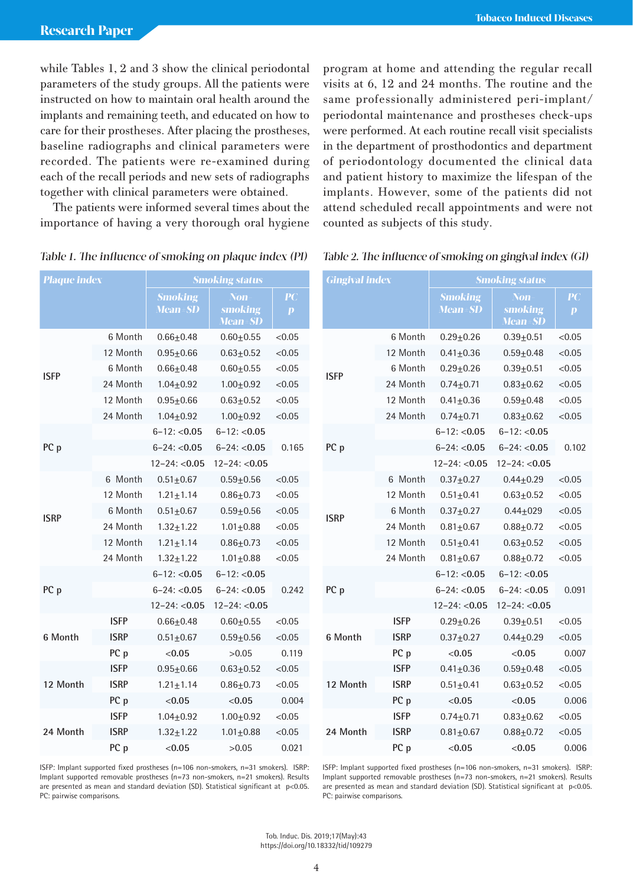while Tables 1, 2 and 3 show the clinical periodontal parameters of the study groups. All the patients were instructed on how to maintain oral health around the implants and remaining teeth, and educated on how to care for their prostheses. After placing the prostheses, baseline radiographs and clinical parameters were recorded. The patients were re-examined during each of the recall periods and new sets of radiographs together with clinical parameters were obtained.

The patients were informed several times about the importance of having a very thorough oral hygiene program at home and attending the regular recall visits at 6, 12 and 24 months. The routine and the same professionally administered peri-implant/periodontal maintenance and prostheses check-ups were performed. At each routine recall visit specialists in the department of prosthodontics and department of periodontology documented the clinical data and patient history to maximize the lifespan of the implants. However, some of the patients did not attend scheduled recall appointments and were not counted as subjects of this study.

*Table 1. The influence of smoking on plaque index (PI)*

| Plaque index | | Smoking status | | |
|---|---|---|---|---|
| | | Smoking Mean±SD | Non-smoking Mean±SD | PC p |
| ISFP | 6 Month | 0.66±0.48 | 0.60±0.55 | <0.05 |
| | 12 Month | 0.95±0.66 | 0.63±0.52 | <0.05 |
| | 6 Month | 0.66±0.48 | 0.60±0.55 | <0.05 |
| | 24 Month | 1.04±0.92 | 1.00±0.92 | <0.05 |
| | 12 Month | 0.95±0.66 | 0.63±0.52 | <0.05 |
| | 24 Month | 1.04±0.92 | 1.00±0.92 | <0.05 |
| PC p | | 6–12: <0.05 | 6–12: <0.05 | |
| | | 6–24: <0.05 | 6–24: <0.05 | 0.165 |
| | | 12–24: <0.05 | 12–24: <0.05 | |
| ISRP | 6 Month | 0.51±0.67 | 0.59±0.56 | <0.05 |
| | 12 Month | 1.21±1.14 | 0.86±0.73 | <0.05 |
| | 6 Month | 0.51±0.67 | 0.59±0.56 | <0.05 |
| | 24 Month | 1.32±1.22 | 1.01±0.88 | <0.05 |
| | 12 Month | 1.21±1.14 | 0.86±0.73 | <0.05 |
| | 24 Month | 1.32±1.22 | 1.01±0.88 | <0.05 |
| PC p | | 6–12: <0.05 | 6–12: <0.05 | |
| | | 6–24: <0.05 | 6–24: <0.05 | 0.242 |
| | | 12–24: <0.05 | 12–24: <0.05 | |
| 6 Month | ISFP | 0.66±0.48 | 0.60±0.55 | <0.05 |
| | ISRP | 0.51±0.67 | 0.59±0.56 | <0.05 |
| | PC p | <0.05 | >0.05 | 0.119 |
| 12 Month | ISFP | 0.95±0.66 | 0.63±0.52 | <0.05 |
| | ISRP | 1.21±1.14 | 0.86±0.73 | <0.05 |
| | PC p | <0.05 | <0.05 | 0.004 |
| 24 Month | ISFP | 1.04±0.92 | 1.00±0.92 | <0.05 |
| | ISRP | 1.32±1.22 | 1.01±0.88 | <0.05 |
| | PC p | <0.05 | >0.05 | 0.021 |

ISFP: Implant supported fixed prostheses (n=106 non-smokers, n=31 smokers). ISRP: Implant supported removable prostheses (n=73 non-smokers, n=21 smokers). Results are presented as mean and standard deviation (SD). Statistical significant at $p<0.05$. PC: pairwise comparisons.

*Table 2. The influence of smoking on gingival index (GI)*

| Gingival index | | Smoking status | | |
|---|---|---|---|---|
| | | Smoking Mean±SD | Non-smoking Mean±SD | PC p |
| ISFP | 6 Month | 0.29±0.26 | 0.39±0.51 | <0.05 |
| | 12 Month | 0.41±0.36 | 0.59±0.48 | <0.05 |
| | 6 Month | 0.29±0.26 | 0.39±0.51 | <0.05 |
| | 24 Month | 0.74±0.71 | 0.83±0.62 | <0.05 |
| | 12 Month | 0.41±0.36 | 0.59±0.48 | <0.05 |
| | 24 Month | 0.74±0.71 | 0.83±0.62 | <0.05 |
| PC p | | 6–12: <0.05 | 6–12: <0.05 | |
| | | 6–24: <0.05 | 6–24: <0.05 | 0.102 |
| | | 12–24: <0.05 | 12–24: <0.05 | |
| ISRP | 6 Month | 0.37±0.27 | 0.44±0.29 | <0.05 |
| | 12 Month | 0.51±0.41 | 0.63±0.52 | <0.05 |
| | 6 Month | 0.37±0.27 | 0.44±029 | <0.05 |
| | 24 Month | 0.81±0.67 | 0.88±0.72 | <0.05 |
| | 12 Month | 0.51±0.41 | 0.63±0.52 | <0.05 |
| | 24 Month | 0.81±0.67 | 0.88±0.72 | <0.05 |
| PC p | | 6–12: <0.05 | 6–12: <0.05 | |
| | | 6–24: <0.05 | 6–24: <0.05 | 0.091 |
| | | 12–24: <0.05 | 12–24: <0.05 | |
| 6 Month | ISFP | 0.29±0.26 | 0.39±0.51 | <0.05 |
| | ISRP | 0.37±0.27 | 0.44±0.29 | <0.05 |
| | PC p | <0.05 | <0.05 | 0.007 |
| 12 Month | ISFP | 0.41±0.36 | 0.59±0.48 | <0.05 |
| | ISRP | 0.51±0.41 | 0.63±0.52 | <0.05 |
| | PC p | <0.05 | <0.05 | 0.006 |
| 24 Month | ISFP | 0.74±0.71 | 0.83±0.62 | <0.05 |
| | ISRP | 0.81±0.67 | 0.88±0.72 | <0.05 |
| | PC p | <0.05 | <0.05 | 0.006 |

ISFP: Implant supported fixed prostheses (n=106 non-smokers, n=31 smokers). ISRP: Implant supported removable prostheses (n=73 non-smokers, n=21 smokers). Results are presented as mean and standard deviation (SD). Statistical significant at $p<0.05$. PC: pairwise comparisons.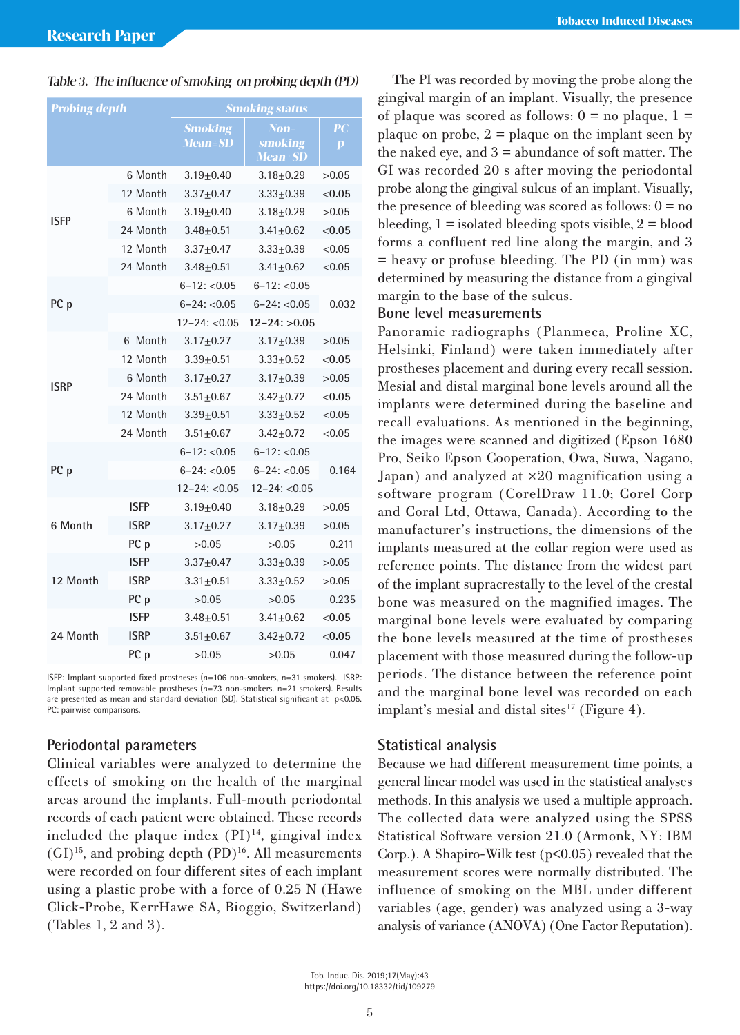*Table 3. The influence of smoking on probing depth (PD)*

| Probing depth | | Smoking status | | |
|---|---|---|---|---|
| | | Smoking Mean±SD | Non-smoking Mean±SD | PC p |
| ISFP | 6 Month | 3.19±0.40 | 3.18±0.29 | >0.05 |
| | 12 Month | 3.37±0.47 | 3.33±0.39 | **<0.05** |
| | 6 Month | 3.19±0.40 | 3.18±0.29 | >0.05 |
| | 24 Month | 3.48±0.51 | 3.41±0.62 | **<0.05** |
| | 12 Month | 3.37±0.47 | 3.33±0.39 | <0.05 |
| | 24 Month | 3.48±0.51 | 3.41±0.62 | <0.05 |
| PC p | | 6–12: <0.05 | 6–12: <0.05 | 0.032 |
| | | 6–24: <0.05 | 6–24: <0.05 | |
| | | 12–24: <0.05 | **12–24: >0.05** | |
| ISRP | 6 Month | 3.17±0.27 | 3.17±0.39 | >0.05 |
| | 12 Month | 3.39±0.51 | 3.33±0.52 | **<0.05** |
| | 6 Month | 3.17±0.27 | 3.17±0.39 | >0.05 |
| | 24 Month | 3.51±0.67 | 3.42±0.72 | **<0.05** |
| | 12 Month | 3.39±0.51 | 3.33±0.52 | <0.05 |
| | 24 Month | 3.51±0.67 | 3.42±0.72 | <0.05 |
| PC p | | 6–12: <0.05 | 6–12: <0.05 | 0.164 |
| | | 6–24: <0.05 | 6–24: <0.05 | |
| | | 12–24: <0.05 | 12–24: <0.05 | |
| 6 Month | ISFP | 3.19±0.40 | 3.18±0.29 | >0.05 |
| | ISRP | 3.17±0.27 | 3.17±0.39 | >0.05 |
| | PC p | >0.05 | >0.05 | 0.211 |
| 12 Month | ISFP | 3.37±0.47 | 3.33±0.39 | >0.05 |
| | ISRP | 3.31±0.51 | 3.33±0.52 | >0.05 |
| | PC p | >0.05 | >0.05 | 0.235 |
| 24 Month | ISFP | 3.48±0.51 | 3.41±0.62 | **<0.05** |
| | ISRP | 3.51±0.67 | 3.42±0.72 | **<0.05** |
| | PC p | >0.05 | >0.05 | 0.047 |

ISFP: Implant supported fixed prostheses (n=106 non-smokers, n=31 smokers). ISRP: Implant supported removable prostheses (n=73 non-smokers, n=21 smokers). Results are presented as mean and standard deviation (SD). Statistical significant at $p<0.05$. PC: pairwise comparisons.

## Periodontal parameters

Clinical variables were analyzed to determine the effects of smoking on the health of the marginal areas around the implants. Full-mouth periodontal records of each patient were obtained. These records included the plaque index (PI)[14], gingival index (GI)[15], and probing depth (PD)[16]. All measurements were recorded on four different sites of each implant using a plastic probe with a force of 0.25 N (Hawe Click-Probe, KerrHawe SA, Bioggio, Switzerland) (Tables 1, 2 and 3).

The PI was recorded by moving the probe along the gingival margin of an implant. Visually, the presence of plaque was scored as follows: 0 = no plaque, 1 = plaque on probe, 2 = plaque on the implant seen by the naked eye, and 3 = abundance of soft matter. The GI was recorded 20 s after moving the periodontal probe along the gingival sulcus of an implant. Visually, the presence of bleeding was scored as follows: 0 = no bleeding, 1 = isolated bleeding spots visible, 2 = blood forms a confluent red line along the margin, and 3 = heavy or profuse bleeding. The PD (in mm) was determined by measuring the distance from a gingival margin to the base of the sulcus.

## Bone level measurements

Panoramic radiographs (Planmeca, Proline XC, Helsinki, Finland) were taken immediately after prostheses placement and during every recall session. Mesial and distal marginal bone levels around all the implants were determined during the baseline and recall evaluations. As mentioned in the beginning, the images were scanned and digitized (Epson 1680 Pro, Seiko Epson Cooperation, Owa, Suwa, Nagano, Japan) and analyzed at ×20 magnification using a software program (CorelDraw 11.0; Corel Corp and Coral Ltd, Ottawa, Canada). According to the manufacturer's instructions, the dimensions of the implants measured at the collar region were used as reference points. The distance from the widest part of the implant supracrestally to the level of the crestal bone was measured on the magnified images. The marginal bone levels were evaluated by comparing the bone levels measured at the time of prostheses placement with those measured during the follow-up periods. The distance between the reference point and the marginal bone level was recorded on each implant's mesial and distal sites[17] (Figure 4).

## Statistical analysis

Because we had different measurement time points, a general linear model was used in the statistical analyses methods. In this analysis we used a multiple approach. The collected data were analyzed using the SPSS Statistical Software version 21.0 (Armonk, NY: IBM Corp.). A Shapiro-Wilk test ($p<0.05$) revealed that the measurement scores were normally distributed. The influence of smoking on the MBL under different variables (age, gender) was analyzed using a 3-way analysis of variance (ANOVA) (One Factor Reputation).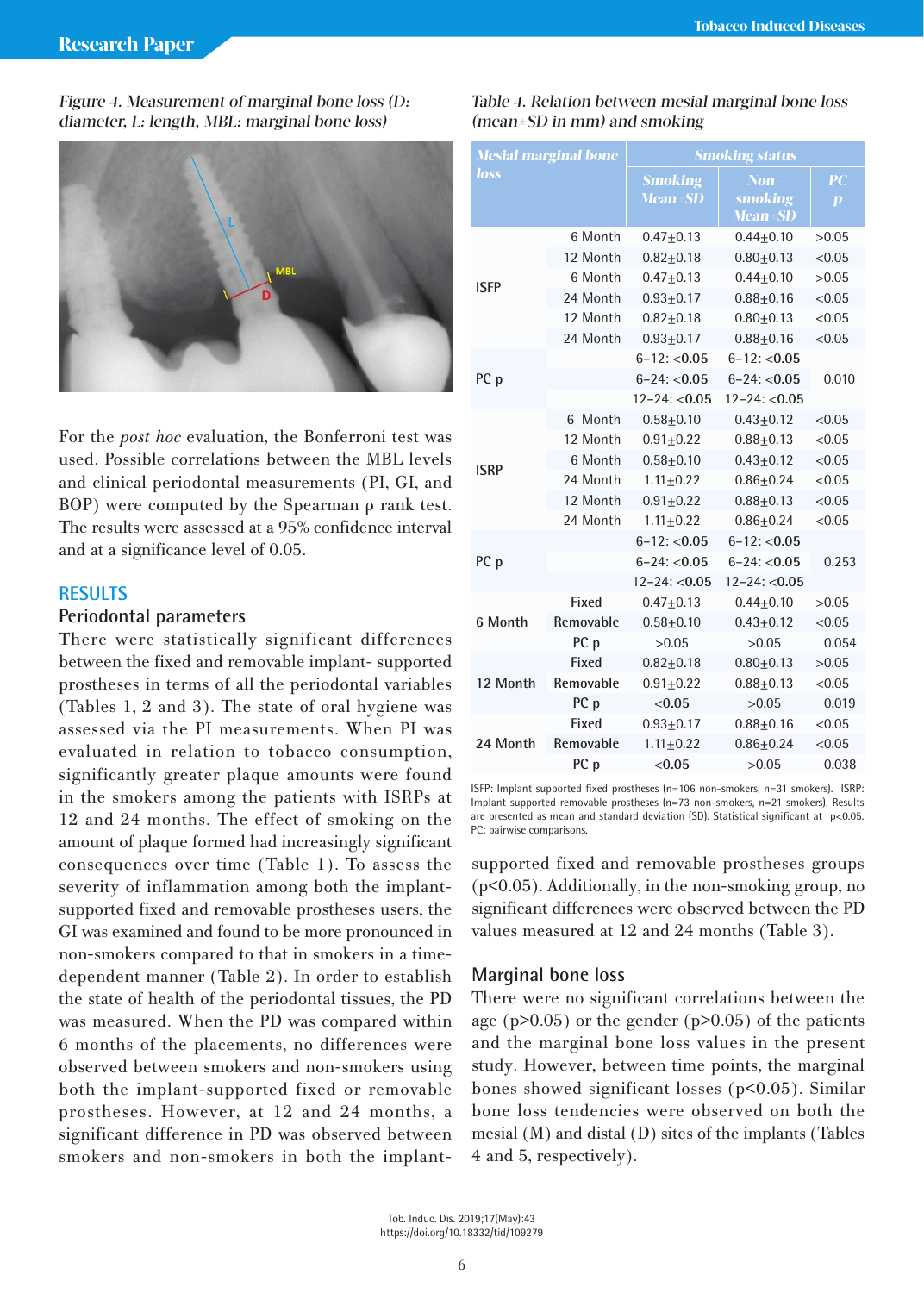*Figure 4. Measurement of marginal bone loss (D: diameter, L: length, MBL: marginal bone loss)*

For the *post hoc* evaluation, the Bonferroni test was used. Possible correlations between the MBL levels and clinical periodontal measurements (PI, GI, and BOP) were computed by the Spearman ρ rank test. The results were assessed at a 95% confidence interval and at a significance level of 0.05.

## RESULTS

### Periodontal parameters

There were statistically significant differences between the fixed and removable implant- supported prostheses in terms of all the periodontal variables (Tables 1, 2 and 3). The state of oral hygiene was assessed via the PI measurements. When PI was evaluated in relation to tobacco consumption, significantly greater plaque amounts were found in the smokers among the patients with ISRPs at 12 and 24 months. The effect of smoking on the amount of plaque formed had increasingly significant consequences over time (Table 1). To assess the severity of inflammation among both the implant-supported fixed and removable prostheses users, the GI was examined and found to be more pronounced in non-smokers compared to that in smokers in a time-dependent manner (Table 2). In order to establish the state of health of the periodontal tissues, the PD was measured. When the PD was compared within 6 months of the placements, no differences were observed between smokers and non-smokers using both the implant-supported fixed or removable prostheses. However, at 12 and 24 months, a significant difference in PD was observed between smokers and non-smokers in both the implant-supported fixed and removable prostheses groups ($p<0.05$). Additionally, in the non-smoking group, no significant differences were observed between the PD values measured at 12 and 24 months (Table 3).

*Table 4. Relation between mesial marginal bone loss (mean±SD in mm) and smoking*

| Mesial marginal bone loss | | Smoking status | | |
|---|---|---|---|---|
| | | Smoking Mean±SD | Non-smoking Mean±SD | PC p |
| ISFP | 6 Month | 0.47±0.13 | 0.44±0.10 | >0.05 |
| | 12 Month | 0.82±0.18 | 0.80±0.13 | <0.05 |
| | 6 Month | 0.47±0.13 | 0.44±0.10 | >0.05 |
| | 24 Month | 0.93±0.17 | 0.88±0.16 | <0.05 |
| | 12 Month | 0.82±0.18 | 0.80±0.13 | <0.05 |
| | 24 Month | 0.93±0.17 | 0.88±0.16 | <0.05 |
| PC p | | 6–12: <0.05 | 6–12: <0.05 | 0.010 |
| | | 6–24: <0.05 | 6–24: <0.05 | |
| | | 12–24: <0.05 | 12–24: <0.05 | |
| ISRP | 6 Month | 0.58±0.10 | 0.43±0.12 | <0.05 |
| | 12 Month | 0.91±0.22 | 0.88±0.13 | <0.05 |
| | 6 Month | 0.58±0.10 | 0.43±0.12 | <0.05 |
| | 24 Month | 1.11±0.22 | 0.86±0.24 | <0.05 |
| | 12 Month | 0.91±0.22 | 0.88±0.13 | <0.05 |
| | 24 Month | 1.11±0.22 | 0.86±0.24 | <0.05 |
| PC p | | 6–12: <0.05 | 6–12: <0.05 | 0.253 |
| | | 6–24: <0.05 | 6–24: <0.05 | |
| | | 12–24: <0.05 | 12–24: <0.05 | |
| 6 Month | Fixed | 0.47±0.13 | 0.44±0.10 | >0.05 |
| | Removable | 0.58±0.10 | 0.43±0.12 | <0.05 |
| | PC p | >0.05 | >0.05 | 0.054 |
| 12 Month | Fixed | 0.82±0.18 | 0.80±0.13 | >0.05 |
| | Removable | 0.91±0.22 | 0.88±0.13 | <0.05 |
| | PC p | <0.05 | >0.05 | 0.019 |
| 24 Month | Fixed | 0.93±0.17 | 0.88±0.16 | <0.05 |
| | Removable | 1.11±0.22 | 0.86±0.24 | <0.05 |
| | PC p | <0.05 | >0.05 | 0.038 |

ISFP: Implant supported fixed prostheses (n=106 non-smokers, n=31 smokers). ISRP: Implant supported removable prostheses (n=73 non-smokers, n=21 smokers). Results are presented as mean and standard deviation (SD). Statistical significant at $p<0.05$. PC: pairwise comparisons.

### Marginal bone loss

There were no significant correlations between the age ($p>0.05$) or the gender ($p>0.05$) of the patients and the marginal bone loss values in the present study. However, between time points, the marginal bones showed significant losses ($p<0.05$). Similar bone loss tendencies were observed on both the mesial (M) and distal (D) sites of the implants (Tables 4 and 5, respectively).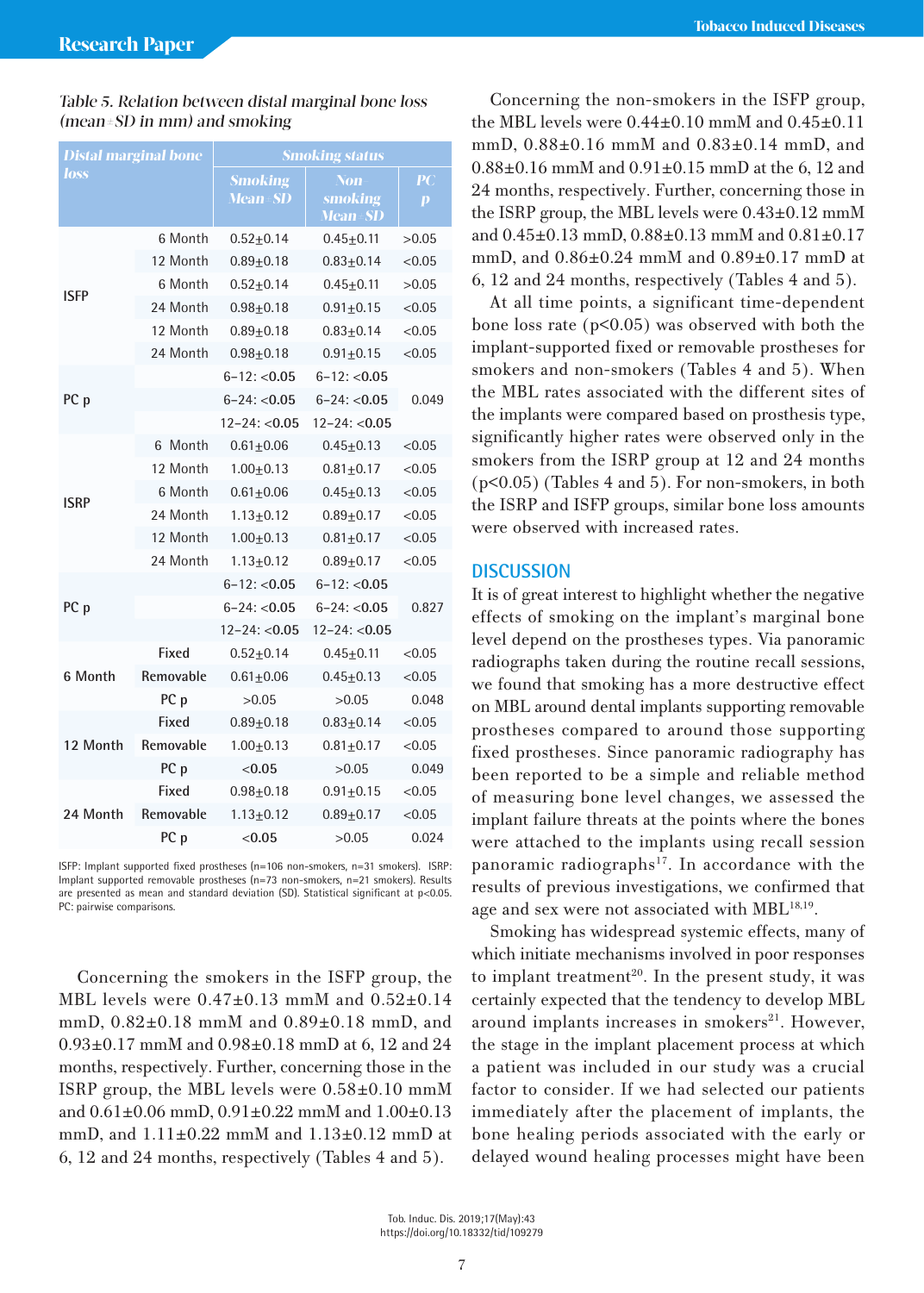*Table 5. Relation between distal marginal bone loss (mean±SD in mm) and smoking*

| Distal marginal bone loss | | Smoking status | | |
|---|---|---|---|---|
| | | Smoking Mean±SD | Non-smoking Mean±SD | PC p |
| ISFP | 6 Month | 0.52±0.14 | 0.45±0.11 | >0.05 |
| | 12 Month | 0.89±0.18 | 0.83±0.14 | <0.05 |
| | 6 Month | 0.52±0.14 | 0.45±0.11 | >0.05 |
| | 24 Month | 0.98±0.18 | 0.91±0.15 | <0.05 |
| | 12 Month | 0.89±0.18 | 0.83±0.14 | <0.05 |
| | 24 Month | 0.98±0.18 | 0.91±0.15 | <0.05 |
| PC p | | 6–12: <0.05 | 6–12: <0.05 | 0.049 |
| | | 6–24: <0.05 | 6–24: <0.05 | |
| | | 12–24: <0.05 | 12–24: <0.05 | |
| ISRP | 6 Month | 0.61±0.06 | 0.45±0.13 | <0.05 |
| | 12 Month | 1.00±0.13 | 0.81±0.17 | <0.05 |
| | 6 Month | 0.61±0.06 | 0.45±0.13 | <0.05 |
| | 24 Month | 1.13±0.12 | 0.89±0.17 | <0.05 |
| | 12 Month | 1.00±0.13 | 0.81±0.17 | <0.05 |
| | 24 Month | 1.13±0.12 | 0.89±0.17 | <0.05 |
| PC p | | 6–12: <0.05 | 6–12: <0.05 | 0.827 |
| | | 6–24: <0.05 | 6–24: <0.05 | |
| | | 12–24: <0.05 | 12–24: <0.05 | |
| 6 Month | Fixed | 0.52±0.14 | 0.45±0.11 | <0.05 |
| | Removable | 0.61±0.06 | 0.45±0.13 | <0.05 |
| | PC p | >0.05 | >0.05 | 0.048 |
| 12 Month | Fixed | 0.89±0.18 | 0.83±0.14 | <0.05 |
| | Removable | 1.00±0.13 | 0.81±0.17 | <0.05 |
| | PC p | <0.05 | >0.05 | 0.049 |
| 24 Month | Fixed | 0.98±0.18 | 0.91±0.15 | <0.05 |
| | Removable | 1.13±0.12 | 0.89±0.17 | <0.05 |
| | PC p | <0.05 | >0.05 | 0.024 |

ISFP: Implant supported fixed prostheses (n=106 non-smokers, n=31 smokers). ISRP: Implant supported removable prostheses (n=73 non-smokers, n=21 smokers). Results are presented as mean and standard deviation (SD). Statistical significant at p<0.05. PC: pairwise comparisons.

Concerning the smokers in the ISFP group, the MBL levels were 0.47±0.13 mmM and 0.52±0.14 mmD, 0.82±0.18 mmM and 0.89±0.18 mmD, and 0.93±0.17 mmM and 0.98±0.18 mmD at 6, 12 and 24 months, respectively. Further, concerning those in the ISRP group, the MBL levels were 0.58±0.10 mmM and 0.61±0.06 mmD, 0.91±0.22 mmM and 1.00±0.13 mmD, and 1.11±0.22 mmM and 1.13±0.12 mmD at 6, 12 and 24 months, respectively (Tables 4 and 5).

Concerning the non-smokers in the ISFP group, the MBL levels were 0.44±0.10 mmM and 0.45±0.11 mmD, 0.88±0.16 mmM and 0.83±0.14 mmD, and 0.88±0.16 mmM and 0.91±0.15 mmD at the 6, 12 and 24 months, respectively. Further, concerning those in the ISRP group, the MBL levels were 0.43±0.12 mmM and 0.45±0.13 mmD, 0.88±0.13 mmM and 0.81±0.17 mmD, and 0.86±0.24 mmM and 0.89±0.17 mmD at 6, 12 and 24 months, respectively (Tables 4 and 5).

At all time points, a significant time-dependent bone loss rate ($p<0.05$) was observed with both the implant-supported fixed or removable prostheses for smokers and non-smokers (Tables 4 and 5). When the MBL rates associated with the different sites of the implants were compared based on prosthesis type, significantly higher rates were observed only in the smokers from the ISRP group at 12 and 24 months ($p<0.05$) (Tables 4 and 5). For non-smokers, in both the ISRP and ISFP groups, similar bone loss amounts were observed with increased rates.

## DISCUSSION

It is of great interest to highlight whether the negative effects of smoking on the implant's marginal bone level depend on the prostheses types. Via panoramic radiographs taken during the routine recall sessions, we found that smoking has a more destructive effect on MBL around dental implants supporting removable prostheses compared to around those supporting fixed prostheses. Since panoramic radiography has been reported to be a simple and reliable method of measuring bone level changes, we assessed the implant failure threats at the points where the bones were attached to the implants using recall session panoramic radiographs[17]. In accordance with the results of previous investigations, we confirmed that age and sex were not associated with MBL[18,19].

Smoking has widespread systemic effects, many of which initiate mechanisms involved in poor responses to implant treatment[20]. In the present study, it was certainly expected that the tendency to develop MBL around implants increases in smokers[21]. However, the stage in the implant placement process at which a patient was included in our study was a crucial factor to consider. If we had selected our patients immediately after the placement of implants, the bone healing periods associated with the early or delayed wound healing processes might have been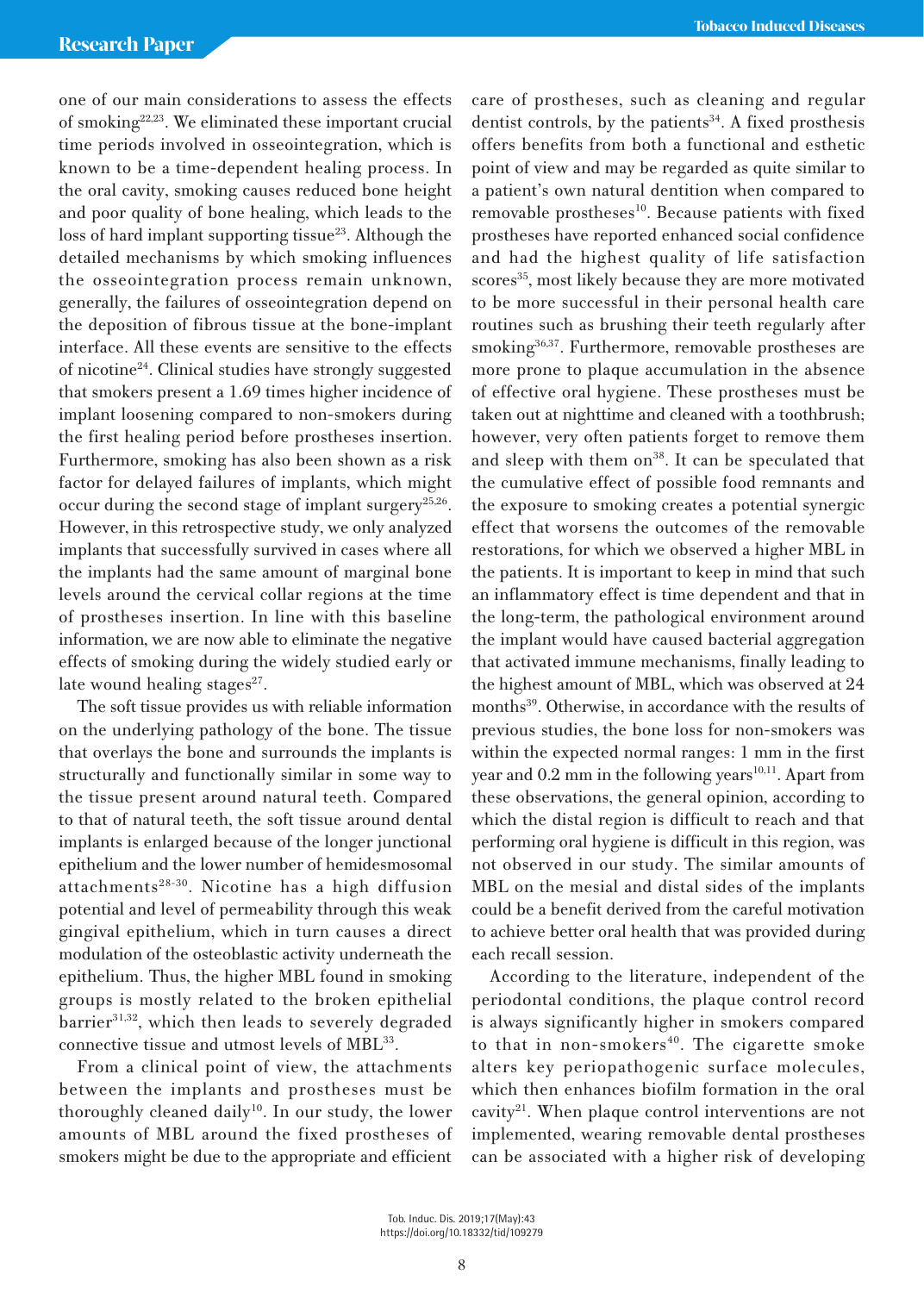one of our main considerations to assess the effects of smoking[22,23]. We eliminated these important crucial time periods involved in osseointegration, which is known to be a time-dependent healing process. In the oral cavity, smoking causes reduced bone height and poor quality of bone healing, which leads to the loss of hard implant supporting tissue[23]. Although the detailed mechanisms by which smoking influences the osseointegration process remain unknown, generally, the failures of osseointegration depend on the deposition of fibrous tissue at the bone-implant interface. All these events are sensitive to the effects of nicotine[24]. Clinical studies have strongly suggested that smokers present a 1.69 times higher incidence of implant loosening compared to non-smokers during the first healing period before prostheses insertion. Furthermore, smoking has also been shown as a risk factor for delayed failures of implants, which might occur during the second stage of implant surgery[25,26]. However, in this retrospective study, we only analyzed implants that successfully survived in cases where all the implants had the same amount of marginal bone levels around the cervical collar regions at the time of prostheses insertion. In line with this baseline information, we are now able to eliminate the negative effects of smoking during the widely studied early or late wound healing stages[27].

The soft tissue provides us with reliable information on the underlying pathology of the bone. The tissue that overlays the bone and surrounds the implants is structurally and functionally similar in some way to the tissue present around natural teeth. Compared to that of natural teeth, the soft tissue around dental implants is enlarged because of the longer junctional epithelium and the lower number of hemidesmosomal attachments[28-30]. Nicotine has a high diffusion potential and level of permeability through this weak gingival epithelium, which in turn causes a direct modulation of the osteoblastic activity underneath the epithelium. Thus, the higher MBL found in smoking groups is mostly related to the broken epithelial barrier[31,32], which then leads to severely degraded connective tissue and utmost levels of MBL[33].

From a clinical point of view, the attachments between the implants and prostheses must be thoroughly cleaned daily[10]. In our study, the lower amounts of MBL around the fixed prostheses of smokers might be due to the appropriate and efficient care of prostheses, such as cleaning and regular dentist controls, by the patients[34]. A fixed prosthesis offers benefits from both a functional and esthetic point of view and may be regarded as quite similar to a patient's own natural dentition when compared to removable prostheses[10]. Because patients with fixed prostheses have reported enhanced social confidence and had the highest quality of life satisfaction scores[35], most likely because they are more motivated to be more successful in their personal health care routines such as brushing their teeth regularly after smoking[36,37]. Furthermore, removable prostheses are more prone to plaque accumulation in the absence of effective oral hygiene. These prostheses must be taken out at nighttime and cleaned with a toothbrush; however, very often patients forget to remove them and sleep with them on[38]. It can be speculated that the cumulative effect of possible food remnants and the exposure to smoking creates a potential synergic effect that worsens the outcomes of the removable restorations, for which we observed a higher MBL in the patients. It is important to keep in mind that such an inflammatory effect is time dependent and that in the long-term, the pathological environment around the implant would have caused bacterial aggregation that activated immune mechanisms, finally leading to the highest amount of MBL, which was observed at 24 months[39]. Otherwise, in accordance with the results of previous studies, the bone loss for non-smokers was within the expected normal ranges: 1 mm in the first year and 0.2 mm in the following years[10,11]. Apart from these observations, the general opinion, according to which the distal region is difficult to reach and that performing oral hygiene is difficult in this region, was not observed in our study. The similar amounts of MBL on the mesial and distal sides of the implants could be a benefit derived from the careful motivation to achieve better oral health that was provided during each recall session.

According to the literature, independent of the periodontal conditions, the plaque control record is always significantly higher in smokers compared to that in non-smokers[40]. The cigarette smoke alters key periopathogenic surface molecules, which then enhances biofilm formation in the oral cavity[21]. When plaque control interventions are not implemented, wearing removable dental prostheses can be associated with a higher risk of developing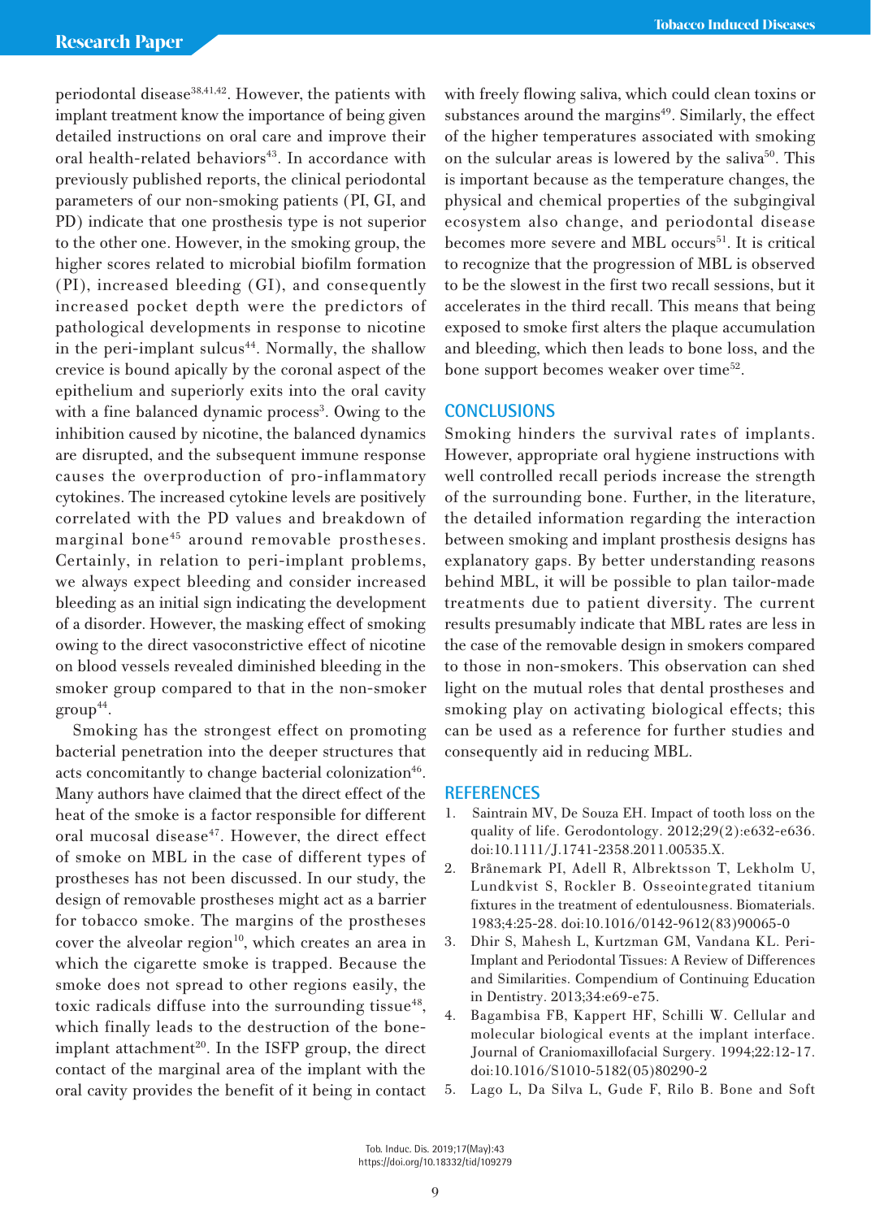periodontal disease[38,41,42]. However, the patients with implant treatment know the importance of being given detailed instructions on oral care and improve their oral health-related behaviors[43]. In accordance with previously published reports, the clinical periodontal parameters of our non-smoking patients (PI, GI, and PD) indicate that one prosthesis type is not superior to the other one. However, in the smoking group, the higher scores related to microbial biofilm formation (PI), increased bleeding (GI), and consequently increased pocket depth were the predictors of pathological developments in response to nicotine in the peri-implant sulcus[44]. Normally, the shallow crevice is bound apically by the coronal aspect of the epithelium and superiorly exits into the oral cavity with a fine balanced dynamic process[3]. Owing to the inhibition caused by nicotine, the balanced dynamics are disrupted, and the subsequent immune response causes the overproduction of pro-inflammatory cytokines. The increased cytokine levels are positively correlated with the PD values and breakdown of marginal bone[45] around removable prostheses. Certainly, in relation to peri-implant problems, we always expect bleeding and consider increased bleeding as an initial sign indicating the development of a disorder. However, the masking effect of smoking owing to the direct vasoconstrictive effect of nicotine on blood vessels revealed diminished bleeding in the smoker group compared to that in the non-smoker group[44].

Smoking has the strongest effect on promoting bacterial penetration into the deeper structures that acts concomitantly to change bacterial colonization[46]. Many authors have claimed that the direct effect of the heat of the smoke is a factor responsible for different oral mucosal disease[47]. However, the direct effect of smoke on MBL in the case of different types of prostheses has not been discussed. In our study, the design of removable prostheses might act as a barrier for tobacco smoke. The margins of the prostheses cover the alveolar region[10], which creates an area in which the cigarette smoke is trapped. Because the smoke does not spread to other regions easily, the toxic radicals diffuse into the surrounding tissue[48], which finally leads to the destruction of the bone-implant attachment[20]. In the ISFP group, the direct contact of the marginal area of the implant with the oral cavity provides the benefit of it being in contact with freely flowing saliva, which could clean toxins or substances around the margins[49]. Similarly, the effect of the higher temperatures associated with smoking on the sulcular areas is lowered by the saliva[50]. This is important because as the temperature changes, the physical and chemical properties of the subgingival ecosystem also change, and periodontal disease becomes more severe and MBL occurs[51]. It is critical to recognize that the progression of MBL is observed to be the slowest in the first two recall sessions, but it accelerates in the third recall. This means that being exposed to smoke first alters the plaque accumulation and bleeding, which then leads to bone loss, and the bone support becomes weaker over time[52].

## CONCLUSIONS

Smoking hinders the survival rates of implants. However, appropriate oral hygiene instructions with well controlled recall periods increase the strength of the surrounding bone. Further, in the literature, the detailed information regarding the interaction between smoking and implant prosthesis designs has explanatory gaps. By better understanding reasons behind MBL, it will be possible to plan tailor-made treatments due to patient diversity. The current results presumably indicate that MBL rates are less in the case of the removable design in smokers compared to those in non-smokers. This observation can shed light on the mutual roles that dental prostheses and smoking play on activating biological effects; this can be used as a reference for further studies and consequently aid in reducing MBL.

## REFERENCES

1. Saintrain MV, De Souza EH. Impact of tooth loss on the quality of life. Gerodontology. 2012;29(2):e632-e636. doi:10.1111/J.1741-2358.2011.00535.X.
2. Brånemark PI, Adell R, Albrektsson T, Lekholm U, Lundkvist S, Rockler B. Osseointegrated titanium fixtures in the treatment of edentulousness. Biomaterials. 1983;4:25-28. doi:10.1016/0142-9612(83)90065-0
3. Dhir S, Mahesh L, Kurtzman GM, Vandana KL. Peri-Implant and Periodontal Tissues: A Review of Differences and Similarities. Compendium of Continuing Education in Dentistry. 2013;34:e69-e75.
4. Bagambisa FB, Kappert HF, Schilli W. Cellular and molecular biological events at the implant interface. Journal of Craniomaxillofacial Surgery. 1994;22:12-17. doi:10.1016/S1010-5182(05)80290-2
5. Lago L, Da Silva L, Gude F, Rilo B. Bone and Soft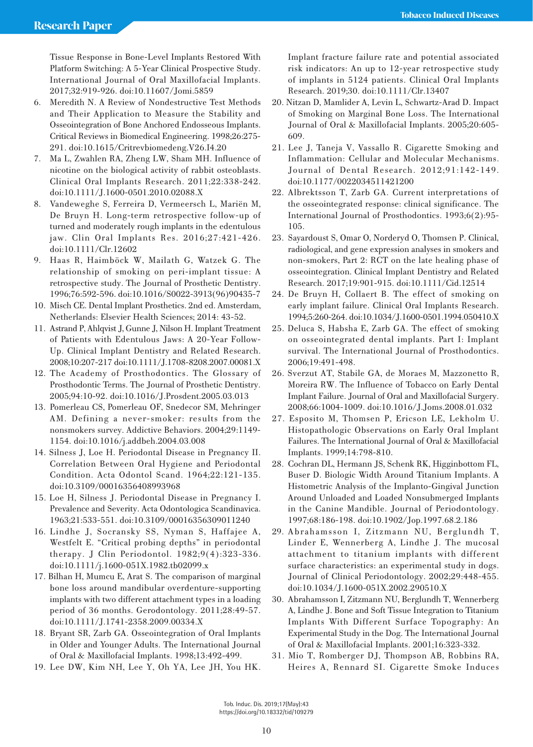Tissue Response in Bone-Level Implants Restored With Platform Switching: A 5-Year Clinical Prospective Study. International Journal of Oral Maxillofacial Implants. 2017;32:919-926. doi:10.11607/Jomi.5859

6. Meredith N. A Review of Nondestructive Test Methods and Their Application to Measure the Stability and Osseointegration of Bone Anchored Endosseous Implants. Critical Reviews in Biomedical Engineering. 1998;26:275-291. doi:10.1615/Critrevbiomedeng.V26.I4.20
7. Ma L, Zwahlen RA, Zheng LW, Sham MH. Influence of nicotine on the biological activity of rabbit osteoblasts. Clinical Oral Implants Research. 2011;22:338-242. doi:10.1111/J.1600-0501.2010.02088.X
8. Vandeweghe S, Ferreira D, Vermeersch L, Mariën M, De Bruyn H. Long-term retrospective follow-up of turned and moderately rough implants in the edentulous jaw. Clin Oral Implants Res. 2016;27:421-426. doi:10.1111/Clr.12602
9. Haas R, Haimböck W, Mailath G, Watzek G. The relationship of smoking on peri-implant tissue: A retrospective study. The Journal of Prosthetic Dentistry. 1996;76:592-596. doi:10.1016/S0022-3913(96)90435-7
10. Misch CE. Dental Implant Prosthetics. 2nd ed. Amsterdam, Netherlands: Elsevier Health Sciences; 2014: 43-52.
11. Astrand P, Ahlqvist J, Gunne J, Nilson H. Implant Treatment of Patients with Edentulous Jaws: A 20-Year Follow-Up. Clinical Implant Dentistry and Related Research. 2008;10:207-217 doi:10.1111/J.1708-8208.2007.00081.X
12. The Academy of Prosthodontics. The Glossary of Prosthodontic Terms. The Journal of Prosthetic Dentistry. 2005;94:10-92. doi:10.1016/J.Prosdent.2005.03.013
13. Pomerleau CS, Pomerleau OF, Snedecor SM, Mehringer AM. Defining a never-smoker: results from the nonsmokers survey. Addictive Behaviors. 2004;29:1149-1154. doi:10.1016/j.addbeh.2004.03.008
14. Silness J, Loe H. Periodontal Disease in Pregnancy II. Correlation Between Oral Hygiene and Periodontal Condition. Acta Odontol Scand. 1964;22:121-135. doi:10.3109/00016356408993968
15. Loe H, Silness J. Periodontal Disease in Pregnancy I. Prevalence and Severity. Acta Odontologica Scandinavica. 1963;21:533-551. doi:10.3109/00016356309011240
16. Lindhe J, Socransky SS, Nyman S, Haffajee A, Westfelt E. "Critical probing depths" in periodontal therapy. J Clin Periodontol. 1982;9(4):323-336. doi:10.1111/j.1600-051X.1982.tb02099.x
17. Bilhan H, Mumcu E, Arat S. The comparison of marginal bone loss around mandibular overdenture-supporting implants with two different attachment types in a loading period of 36 months. Gerodontology. 2011;28:49-57. doi:10.1111/J.1741-2358.2009.00334.X
18. Bryant SR, Zarb GA. Osseointegration of Oral Implants in Older and Younger Adults. The International Journal of Oral & Maxillofacial Implants. 1998;13:492-499.
19. Lee DW, Kim NH, Lee Y, Oh YA, Lee JH, You HK. Implant fracture failure rate and potential associated risk indicators: An up to 12-year retrospective study of implants in 5124 patients. Clinical Oral Implants Research. 2019;30. doi:10.1111/Clr.13407
20. Nitzan D, Mamlider A, Levin L, Schwartz-Arad D. Impact of Smoking on Marginal Bone Loss. The International Journal of Oral & Maxillofacial Implants. 2005;20:605-609.
21. Lee J, Taneja V, Vassallo R. Cigarette Smoking and Inflammation: Cellular and Molecular Mechanisms. Journal of Dental Research. 2012;91:142-149. doi:10.1177/0022034511421200
22. Albrektsson T, Zarb GA. Current interpretations of the osseointegrated response: clinical significance. The International Journal of Prosthodontics. 1993;6(2):95-105.
23. Sayardoust S, Omar O, Norderyd O, Thomsen P. Clinical, radiological, and gene expression analyses in smokers and non-smokers, Part 2: RCT on the late healing phase of osseointegration. Clinical Implant Dentistry and Related Research. 2017;19:901-915. doi:10.1111/Cid.12514
24. De Bruyn H, Collaert B. The effect of smoking on early implant failure. Clinical Oral Implants Research. 1994;5:260-264. doi:10.1034/J.1600-0501.1994.050410.X
25. Deluca S, Habsha E, Zarb GA. The effect of smoking on osseointegrated dental implants. Part I: Implant survival. The International Journal of Prosthodontics. 2006;19:491-498.
26. Sverzut AT, Stabile GA, de Moraes M, Mazzonetto R, Moreira RW. The Influence of Tobacco on Early Dental Implant Failure. Journal of Oral and Maxillofacial Surgery. 2008;66:1004-1009. doi:10.1016/J.Joms.2008.01.032
27. Esposito M, Thomsen P, Ericson LE, Lekholm U. Histopathologic Observations on Early Oral Implant Failures. The International Journal of Oral & Maxillofacial Implants. 1999;14:798-810.
28. Cochran DL, Hermann JS, Schenk RK, Higginbottom FL, Buser D. Biologic Width Around Titanium Implants. A Histometric Analysis of the Implanto-Gingival Junction Around Unloaded and Loaded Nonsubmerged Implants in the Canine Mandible. Journal of Periodontology. 1997;68:186-198. doi:10.1902/Jop.1997.68.2.186
29. Abrahamsson I, Zitzmann NU, Berglundh T, Linder E, Wennerberg A, Lindhe J. The mucosal attachment to titanium implants with different surface characteristics: an experimental study in dogs. Journal of Clinical Periodontology. 2002;29:448-455. doi:10.1034/J.1600-051X.2002.290510.X
30. Abrahamsson I, Zitzmann NU, Berglundh T, Wennerberg A, Lindhe J. Bone and Soft Tissue Integration to Titanium Implants With Different Surface Topography: An Experimental Study in the Dog. The International Journal of Oral & Maxillofacial Implants. 2001;16:323-332.
31. Mio T, Romberger DJ, Thompson AB, Robbins RA, Heires A, Rennard SI. Cigarette Smoke Induces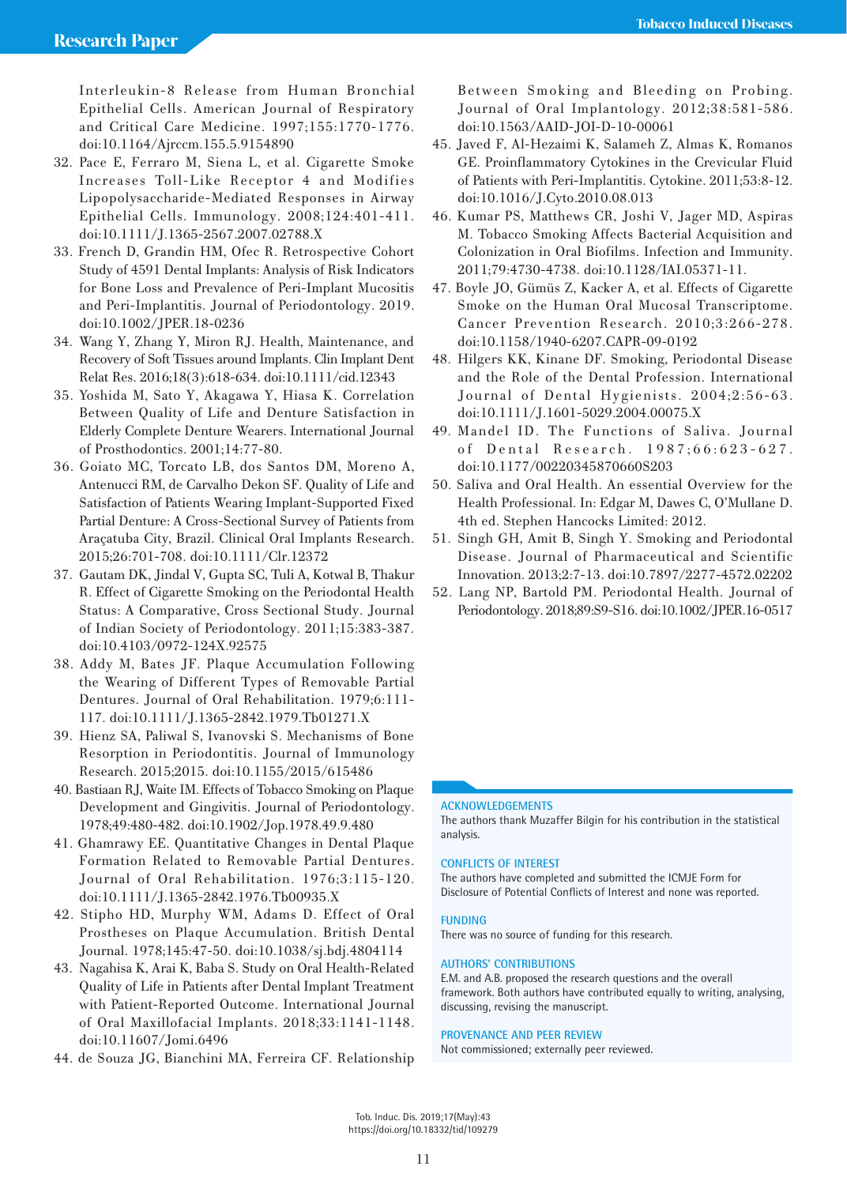Interleukin-8 Release from Human Bronchial Epithelial Cells. American Journal of Respiratory and Critical Care Medicine. 1997;155:1770-1776. doi:10.1164/Ajrccm.155.5.9154890

32. Pace E, Ferraro M, Siena L, et al. Cigarette Smoke Increases Toll-Like Receptor 4 and Modifies Lipopolysaccharide-Mediated Responses in Airway Epithelial Cells. Immunology. 2008;124:401-411. doi:10.1111/J.1365-2567.2007.02788.X
33. French D, Grandin HM, Ofec R. Retrospective Cohort Study of 4591 Dental Implants: Analysis of Risk Indicators for Bone Loss and Prevalence of Peri-Implant Mucositis and Peri-Implantitis. Journal of Periodontology. 2019. doi:10.1002/JPER.18-0236
34. Wang Y, Zhang Y, Miron RJ. Health, Maintenance, and Recovery of Soft Tissues around Implants. Clin Implant Dent Relat Res. 2016;18(3):618-634. doi:10.1111/cid.12343
35. Yoshida M, Sato Y, Akagawa Y, Hiasa K. Correlation Between Quality of Life and Denture Satisfaction in Elderly Complete Denture Wearers. International Journal of Prosthodontics. 2001;14:77-80.
36. Goiato MC, Torcato LB, dos Santos DM, Moreno A, Antenucci RM, de Carvalho Dekon SF. Quality of Life and Satisfaction of Patients Wearing Implant-Supported Fixed Partial Denture: A Cross-Sectional Survey of Patients from Araçatuba City, Brazil. Clinical Oral Implants Research. 2015;26:701-708. doi:10.1111/Clr.12372
37. Gautam DK, Jindal V, Gupta SC, Tuli A, Kotwal B, Thakur R. Effect of Cigarette Smoking on the Periodontal Health Status: A Comparative, Cross Sectional Study. Journal of Indian Society of Periodontology. 2011;15:383-387. doi:10.4103/0972-124X.92575
38. Addy M, Bates JF. Plaque Accumulation Following the Wearing of Different Types of Removable Partial Dentures. Journal of Oral Rehabilitation. 1979;6:111-117. doi:10.1111/J.1365-2842.1979.Tb01271.X
39. Hienz SA, Paliwal S, Ivanovski S. Mechanisms of Bone Resorption in Periodontitis. Journal of Immunology Research. 2015;2015. doi:10.1155/2015/615486
40. Bastiaan RJ, Waite IM. Effects of Tobacco Smoking on Plaque Development and Gingivitis. Journal of Periodontology. 1978;49:480-482. doi:10.1902/Jop.1978.49.9.480
41. Ghamrawy EE. Quantitative Changes in Dental Plaque Formation Related to Removable Partial Dentures. Journal of Oral Rehabilitation. 1976;3:115-120. doi:10.1111/J.1365-2842.1976.Tb00935.X
42. Stipho HD, Murphy WM, Adams D. Effect of Oral Prostheses on Plaque Accumulation. British Dental Journal. 1978;145:47-50. doi:10.1038/sj.bdj.4804114
43. Nagahisa K, Arai K, Baba S. Study on Oral Health-Related Quality of Life in Patients after Dental Implant Treatment with Patient-Reported Outcome. International Journal of Oral Maxillofacial Implants. 2018;33:1141-1148. doi:10.11607/Jomi.6496
44. de Souza JG, Bianchini MA, Ferreira CF. Relationship Between Smoking and Bleeding on Probing. Journal of Oral Implantology. 2012;38:581-586. doi:10.1563/AAID-JOI-D-10-00061
45. Javed F, Al-Hezaimi K, Salameh Z, Almas K, Romanos GE. Proinflammatory Cytokines in the Crevicular Fluid of Patients with Peri-Implantitis. Cytokine. 2011;53:8-12. doi:10.1016/J.Cyto.2010.08.013
46. Kumar PS, Matthews CR, Joshi V, Jager MD, Aspiras M. Tobacco Smoking Affects Bacterial Acquisition and Colonization in Oral Biofilms. Infection and Immunity. 2011;79:4730-4738. doi:10.1128/IAI.05371-11.
47. Boyle JO, Gümüs Z, Kacker A, et al. Effects of Cigarette Smoke on the Human Oral Mucosal Transcriptome. Cancer Prevention Research. 2010;3:266-278. doi:10.1158/1940-6207.CAPR-09-0192
48. Hilgers KK, Kinane DF. Smoking, Periodontal Disease and the Role of the Dental Profession. International Journal of Dental Hygienists. 2004;2:56-63. doi:10.1111/J.1601-5029.2004.00075.X
49. Mandel ID. The Functions of Saliva. Journal of Dental Research. 1987;66:623-627. doi:10.1177/00220345870660S203
50. Saliva and Oral Health. An essential Overview for the Health Professional. In: Edgar M, Dawes C, O'Mullane D. 4th ed. Stephen Hancocks Limited: 2012.
51. Singh GH, Amit B, Singh Y. Smoking and Periodontal Disease. Journal of Pharmaceutical and Scientific Innovation. 2013;2:7-13. doi:10.7897/2277-4572.02202
52. Lang NP, Bartold PM. Periodontal Health. Journal of Periodontology. 2018;89:S9-S16. doi:10.1002/JPER.16-0517

## ACKNOWLEDGEMENTS

The authors thank Muzaffer Bilgin for his contribution in the statistical analysis.

## CONFLICTS OF INTEREST

The authors have completed and submitted the ICMJE Form for Disclosure of Potential Conflicts of Interest and none was reported.

## FUNDING

There was no source of funding for this research.

## AUTHORS' CONTRIBUTIONS

E.M. and A.B. proposed the research questions and the overall framework. Both authors have contributed equally to writing, analysing, discussing, revising the manuscript.

## PROVENANCE AND PEER REVIEW

Not commissioned; externally peer reviewed.